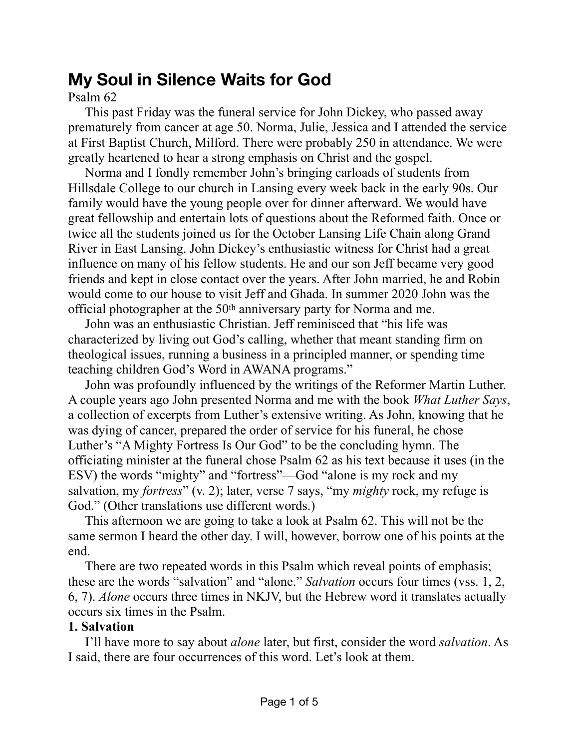# My Soul in Silence Waits for God

Psalm 62

This past Friday was the funeral service for John Dickey, who passed away prematurely from cancer at age 50. Norma, Julie, Jessica and I attended the service at First Baptist Church, Milford. There were probably 250 in attendance. We were greatly heartened to hear a strong emphasis on Christ and the gospel.

Norma and I fondly remember John's bringing carloads of students from Hillsdale College to our church in Lansing every week back in the early 90s. Our family would have the young people over for dinner afterward. We would have great fellowship and entertain lots of questions about the Reformed faith. Once or twice all the students joined us for the October Lansing Life Chain along Grand River in East Lansing. John Dickey's enthusiastic witness for Christ had a great influence on many of his fellow students. He and our son Jeff became very good friends and kept in close contact over the years. After John married, he and Robin would come to our house to visit Jeff and Ghada. In summer 2020 John was the official photographer at the 50th anniversary party for Norma and me.

John was an enthusiastic Christian. Jeff reminisced that "his life was characterized by living out God's calling, whether that meant standing firm on theological issues, running a business in a principled manner, or spending time teaching children God's Word in AWANA programs."

John was profoundly influenced by the writings of the Reformer Martin Luther. A couple years ago John presented Norma and me with the book *What Luther Says*, a collection of excerpts from Luther's extensive writing. As John, knowing that he was dying of cancer, prepared the order of service for his funeral, he chose Luther's "A Mighty Fortress Is Our God" to be the concluding hymn. The officiating minister at the funeral chose Psalm 62 as his text because it uses (in the ESV) the words "mighty" and "fortress"—God "alone is my rock and my salvation, my *fortress*" (v. 2); later, verse 7 says, "my *mighty* rock, my refuge is God." (Other translations use different words.)

This afternoon we are going to take a look at Psalm 62. This will not be the same sermon I heard the other day. I will, however, borrow one of his points at the end.

There are two repeated words in this Psalm which reveal points of emphasis; these are the words "salvation" and "alone." *Salvation* occurs four times (vss. 1, 2, 6, 7). *Alone* occurs three times in NKJV, but the Hebrew word it translates actually occurs six times in the Psalm.

**1. Salvation**

I'll have more to say about *alone* later, but first, consider the word *salvation*. As I said, there are four occurrences of this word. Let's look at them.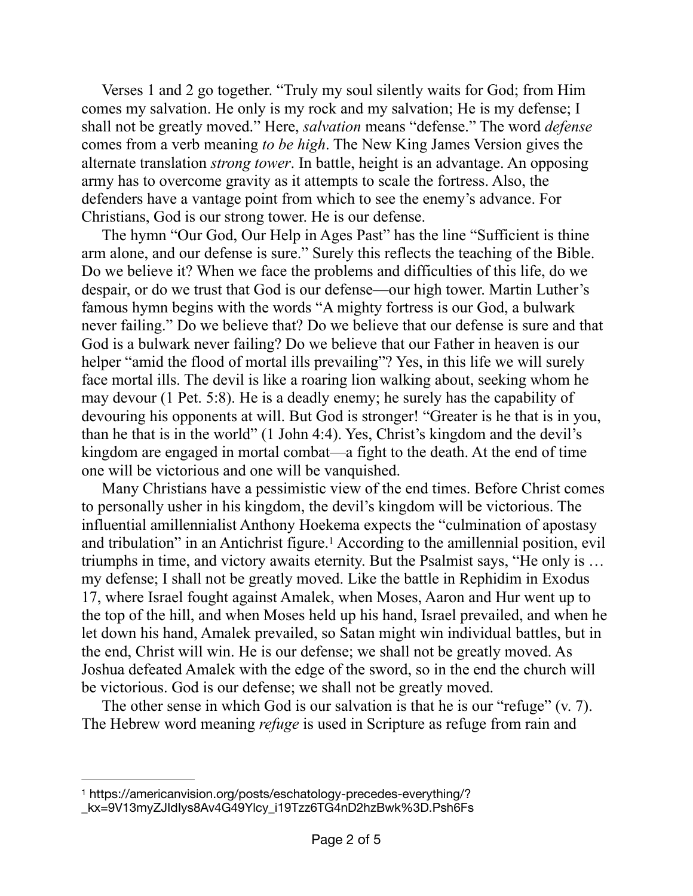Verses 1 and 2 go together. “Truly my soul silently waits for God; from Him comes my salvation. He only is my rock and my salvation; He is my defense; I shall not be greatly moved.” Here, *salvation* means “defense.” The word *defense* comes from a verb meaning *to be high*. The New King James Version gives the alternate translation *strong tower*. In battle, height is an advantage. An opposing army has to overcome gravity as it attempts to scale the fortress. Also, the defenders have a vantage point from which to see the enemy’s advance. For Christians, God is our strong tower. He is our defense.

The hymn “Our God, Our Help in Ages Past” has the line “Sufficient is thine arm alone, and our defense is sure.” Surely this reflects the teaching of the Bible. Do we believe it? When we face the problems and difficulties of this life, do we despair, or do we trust that God is our defense—our high tower. Martin Luther’s famous hymn begins with the words “A mighty fortress is our God, a bulwark never failing.” Do we believe that? Do we believe that our defense is sure and that God is a bulwark never failing? Do we believe that our Father in heaven is our helper “amid the flood of mortal ills prevailing”? Yes, in this life we will surely face mortal ills. The devil is like a roaring lion walking about, seeking whom he may devour (1 Pet. 5:8). He is a deadly enemy; he surely has the capability of devouring his opponents at will. But God is stronger! “Greater is he that is in you, than he that is in the world” (1 John 4:4). Yes, Christ’s kingdom and the devil’s kingdom are engaged in mortal combat—a fight to the death. At the end of time one will be victorious and one will be vanquished.

Many Christians have a pessimistic view of the end times. Before Christ comes to personally usher in his kingdom, the devil’s kingdom will be victorious. The influential amillennialist Anthony Hoekema expects the “culmination of apostasy and tribulation” in an Antichrist figure.[1] According to the amillennial position, evil triumphs in time, and victory awaits eternity. But the Psalmist says, “He only is … my defense; I shall not be greatly moved. Like the battle in Rephidim in Exodus 17, where Israel fought against Amalek, when Moses, Aaron and Hur went up to the top of the hill, and when Moses held up his hand, Israel prevailed, and when he let down his hand, Amalek prevailed, so Satan might win individual battles, but in the end, Christ will win. He is our defense; we shall not be greatly moved. As Joshua defeated Amalek with the edge of the sword, so in the end the church will be victorious. God is our defense; we shall not be greatly moved.

The other sense in which God is our salvation is that he is our “refuge” (v. 7). The Hebrew word meaning *refuge* is used in Scripture as refuge from rain and

---

[1] https://americanvision.org/posts/eschatology-precedes-everything/?_kx=9V13myZJIdIys8Av4G49Ylcy_i19Tzz6TG4nD2hzBwk%3D.Psh6Fs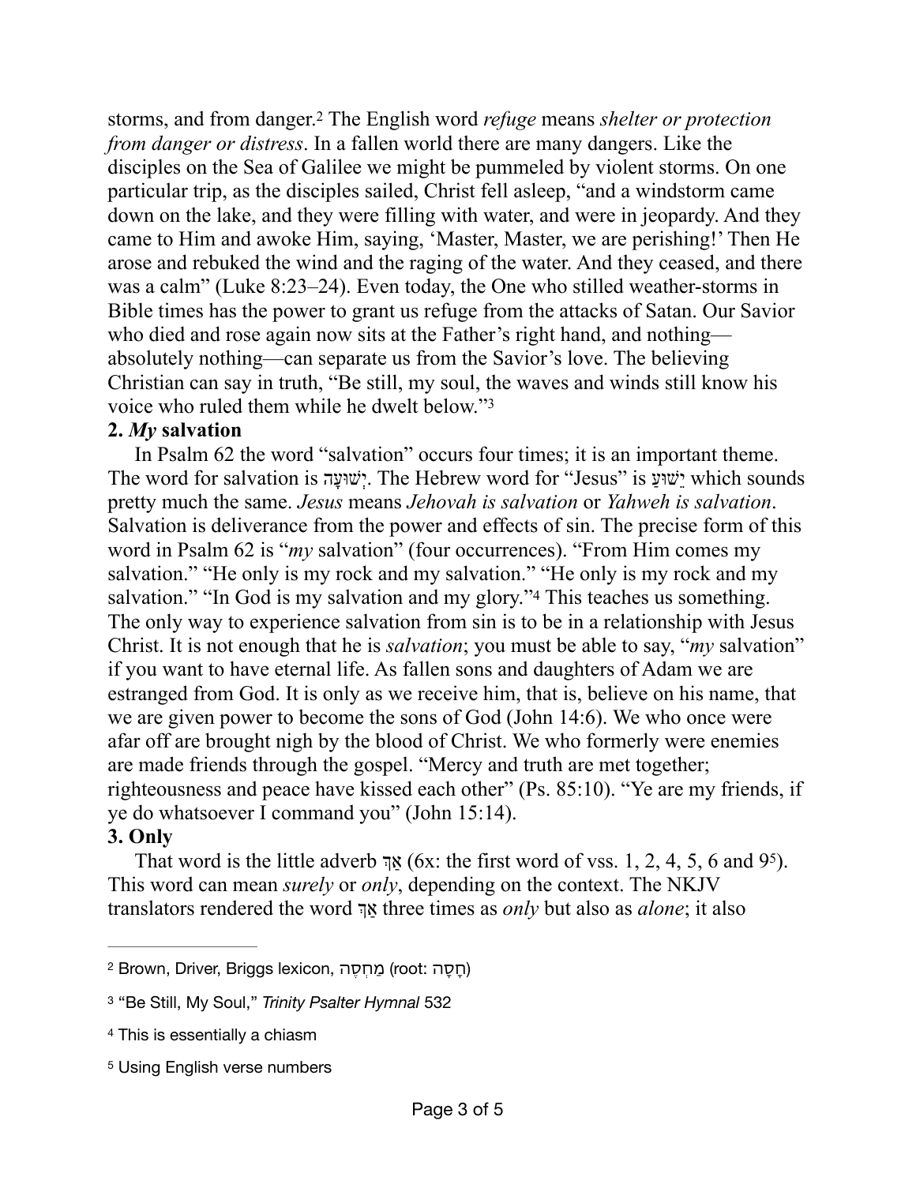storms, and from danger.[2] The English word *refuge* means *shelter or protection from danger or distress*. In a fallen world there are many dangers. Like the disciples on the Sea of Galilee we might be pummeled by violent storms. On one particular trip, as the disciples sailed, Christ fell asleep, "and a windstorm came down on the lake, and they were filling with water, and were in jeopardy. And they came to Him and awoke Him, saying, 'Master, Master, we are perishing!' Then He arose and rebuked the wind and the raging of the water. And they ceased, and there was a calm" (Luke 8:23–24). Even today, the One who stilled weather-storms in Bible times has the power to grant us refuge from the attacks of Satan. Our Savior who died and rose again now sits at the Father's right hand, and nothing—absolutely nothing—can separate us from the Savior's love. The believing Christian can say in truth, "Be still, my soul, the waves and winds still know his voice who ruled them while he dwelt below."[3]

**2. *My* salvation**

In Psalm 62 the word "salvation" occurs four times; it is an important theme. The word for salvation is יְשׁוּעָה. The Hebrew word for "Jesus" is יֵשׁוּעַ which sounds pretty much the same. *Jesus* means *Jehovah is salvation* or *Yahweh is salvation*. Salvation is deliverance from the power and effects of sin. The precise form of this word in Psalm 62 is "*my* salvation" (four occurrences). "From Him comes my salvation." "He only is my rock and my salvation." "He only is my rock and my salvation." "In God is my salvation and my glory."[4] This teaches us something. The only way to experience salvation from sin is to be in a relationship with Jesus Christ. It is not enough that he is *salvation*; you must be able to say, "*my* salvation" if you want to have eternal life. As fallen sons and daughters of Adam we are estranged from God. It is only as we receive him, that is, believe on his name, that we are given power to become the sons of God (John 14:6). We who once were afar off are brought nigh by the blood of Christ. We who formerly were enemies are made friends through the gospel. "Mercy and truth are met together; righteousness and peace have kissed each other" (Ps. 85:10). "Ye are my friends, if ye do whatsoever I command you" (John 15:14).

**3. Only**

That word is the little adverb אַךְ (6x: the first word of vss. 1, 2, 4, 5, 6 and 9[5]). This word can mean *surely* or *only*, depending on the context. The NKJV translators rendered the word אַךְ three times as *only* but also as *alone*; it also

---

[2] Brown, Driver, Briggs lexicon, מַחְסֶה (root: חָסָה)

[3] "Be Still, My Soul," *Trinity Psalter Hymnal* 532

[4] This is essentially a chiasm

[5] Using English verse numbers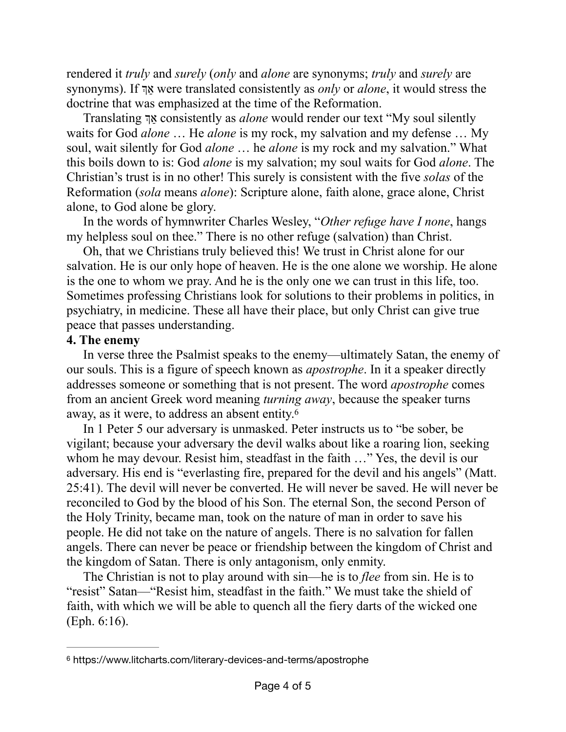rendered it *truly* and *surely* (*only* and *alone* are synonyms; *truly* and *surely* are synonyms). If אַךְ were translated consistently as *only* or *alone*, it would stress the doctrine that was emphasized at the time of the Reformation.

Translating אַךְ consistently as *alone* would render our text "My soul silently waits for God *alone* … He *alone* is my rock, my salvation and my defense … My soul, wait silently for God *alone* … he *alone* is my rock and my salvation." What this boils down to is: God *alone* is my salvation; my soul waits for God *alone*. The Christian's trust is in no other! This surely is consistent with the five *solas* of the Reformation (*sola* means *alone*): Scripture alone, faith alone, grace alone, Christ alone, to God alone be glory.

In the words of hymnwriter Charles Wesley, "*Other refuge have I none*, hangs my helpless soul on thee." There is no other refuge (salvation) than Christ.

Oh, that we Christians truly believed this! We trust in Christ alone for our salvation. He is our only hope of heaven. He is the one alone we worship. He alone is the one to whom we pray. And he is the only one we can trust in this life, too. Sometimes professing Christians look for solutions to their problems in politics, in psychiatry, in medicine. These all have their place, but only Christ can give true peace that passes understanding.

**4. The enemy**

In verse three the Psalmist speaks to the enemy—ultimately Satan, the enemy of our souls. This is a figure of speech known as *apostrophe*. In it a speaker directly addresses someone or something that is not present. The word *apostrophe* comes from an ancient Greek word meaning *turning away*, because the speaker turns away, as it were, to address an absent entity.[6]

In 1 Peter 5 our adversary is unmasked. Peter instructs us to "be sober, be vigilant; because your adversary the devil walks about like a roaring lion, seeking whom he may devour. Resist him, steadfast in the faith …" Yes, the devil is our adversary. His end is "everlasting fire, prepared for the devil and his angels" (Matt. 25:41). The devil will never be converted. He will never be saved. He will never be reconciled to God by the blood of his Son. The eternal Son, the second Person of the Holy Trinity, became man, took on the nature of man in order to save his people. He did not take on the nature of angels. There is no salvation for fallen angels. There can never be peace or friendship between the kingdom of Christ and the kingdom of Satan. There is only antagonism, only enmity.

The Christian is not to play around with sin—he is to *flee* from sin. He is to "resist" Satan—"Resist him, steadfast in the faith." We must take the shield of faith, with which we will be able to quench all the fiery darts of the wicked one (Eph. 6:16).

---

[6] https://www.litcharts.com/literary-devices-and-terms/apostrophe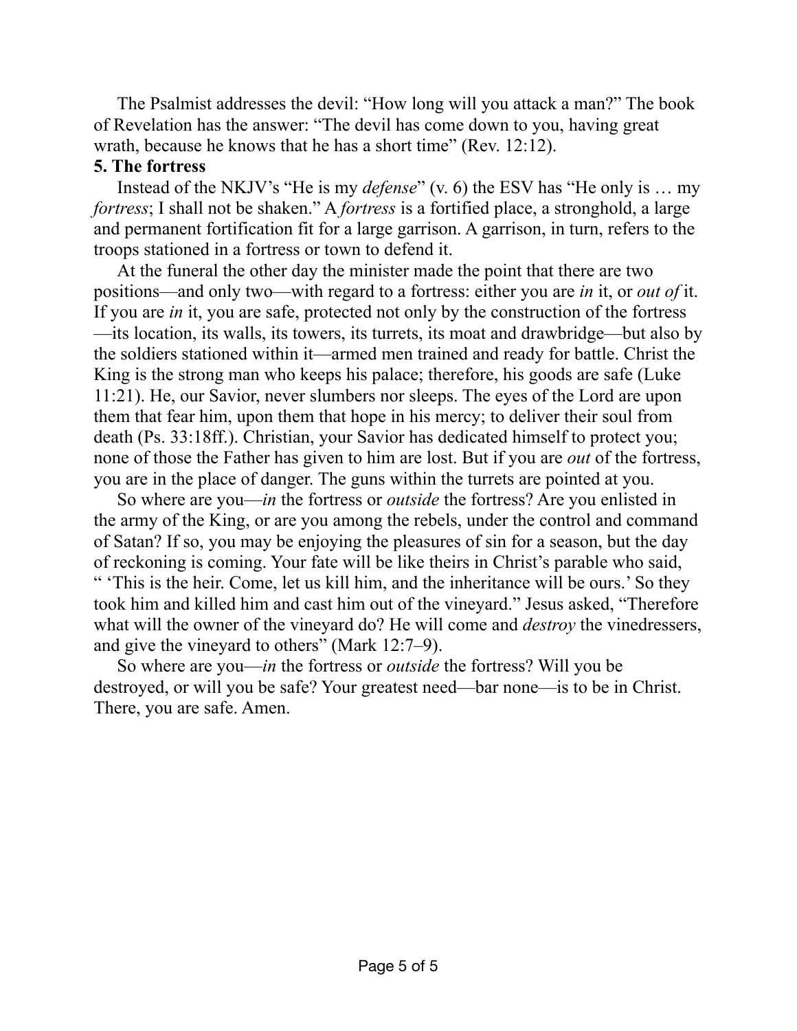The Psalmist addresses the devil: "How long will you attack a man?" The book of Revelation has the answer: "The devil has come down to you, having great wrath, because he knows that he has a short time" (Rev. 12:12).

**5. The fortress**

Instead of the NKJV's "He is my *defense*" (v. 6) the ESV has "He only is … my *fortress*; I shall not be shaken." A *fortress* is a fortified place, a stronghold, a large and permanent fortification fit for a large garrison. A garrison, in turn, refers to the troops stationed in a fortress or town to defend it.

At the funeral the other day the minister made the point that there are two positions—and only two—with regard to a fortress: either you are *in* it, or *out of* it. If you are *in* it, you are safe, protected not only by the construction of the fortress—its location, its walls, its towers, its turrets, its moat and drawbridge—but also by the soldiers stationed within it—armed men trained and ready for battle. Christ the King is the strong man who keeps his palace; therefore, his goods are safe (Luke 11:21). He, our Savior, never slumbers nor sleeps. The eyes of the Lord are upon them that fear him, upon them that hope in his mercy; to deliver their soul from death (Ps. 33:18ff.). Christian, your Savior has dedicated himself to protect you; none of those the Father has given to him are lost. But if you are *out* of the fortress, you are in the place of danger. The guns within the turrets are pointed at you.

So where are you—*in* the fortress or *outside* the fortress? Are you enlisted in the army of the King, or are you among the rebels, under the control and command of Satan? If so, you may be enjoying the pleasures of sin for a season, but the day of reckoning is coming. Your fate will be like theirs in Christ's parable who said, " 'This is the heir. Come, let us kill him, and the inheritance will be ours.' So they took him and killed him and cast him out of the vineyard." Jesus asked, "Therefore what will the owner of the vineyard do? He will come and *destroy* the vinedressers, and give the vineyard to others" (Mark 12:7–9).

So where are you—*in* the fortress or *outside* the fortress? Will you be destroyed, or will you be safe? Your greatest need—bar none—is to be in Christ. There, you are safe. Amen.